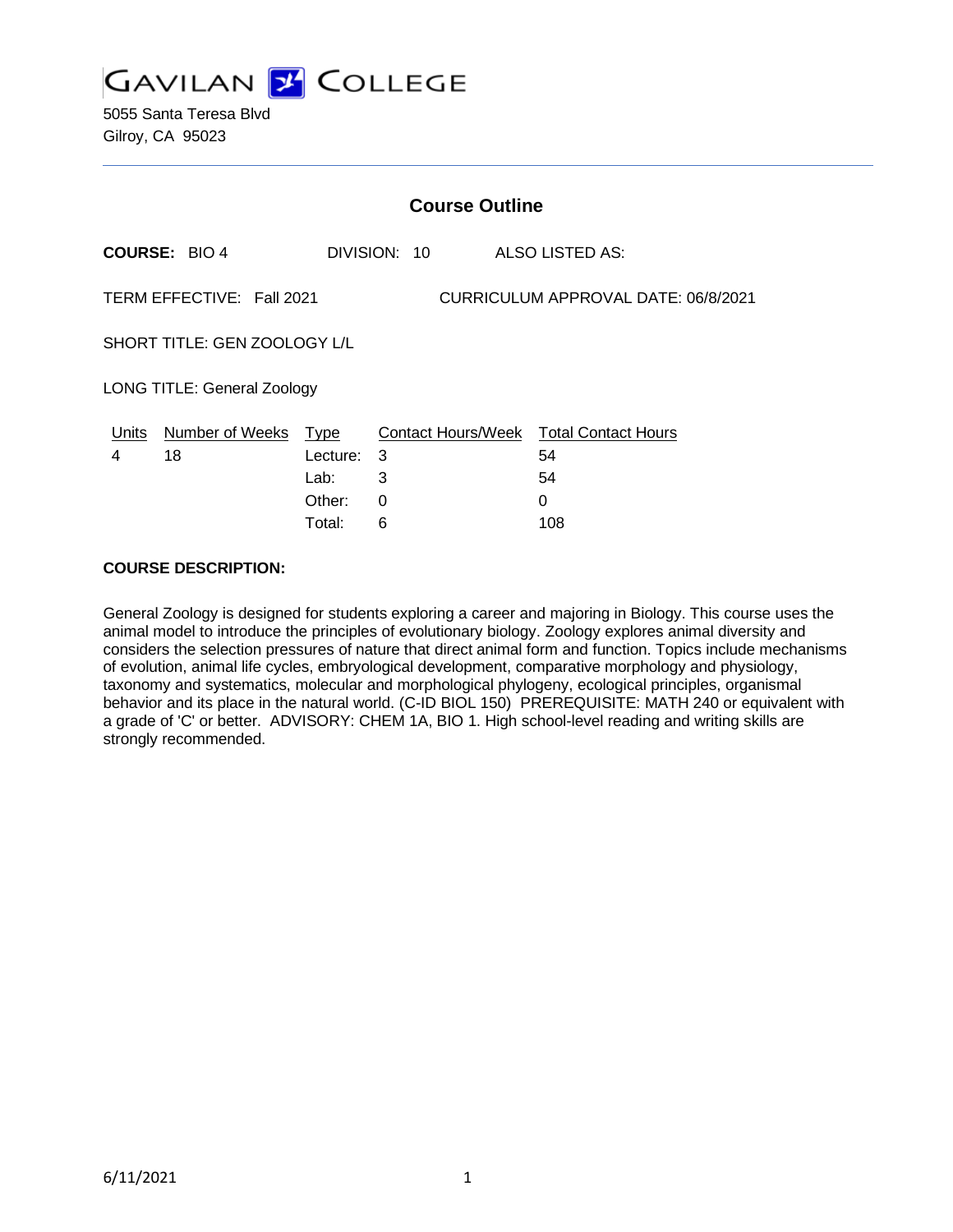# GAVILAN COLLEGE

5055 Santa Teresa Blvd
Gilroy, CA 95023

## Course Outline

**COURSE:** BIO 4 DIVISION: 10 ALSO LISTED AS:

TERM EFFECTIVE: Fall 2021 CURRICULUM APPROVAL DATE: 06/8/2021

SHORT TITLE: GEN ZOOLOGY L/L

LONG TITLE: General Zoology

| Units | Number of Weeks | Type | Contact Hours/Week | Total Contact Hours |
|---|---|---|---|---|
| 4 | 18 | Lecture: | 3 | 54 |
| | | Lab: | 3 | 54 |
| | | Other: | 0 | 0 |
| | | Total: | 6 | 108 |

**COURSE DESCRIPTION:**

General Zoology is designed for students exploring a career and majoring in Biology. This course uses the animal model to introduce the principles of evolutionary biology. Zoology explores animal diversity and considers the selection pressures of nature that direct animal form and function. Topics include mechanisms of evolution, animal life cycles, embryological development, comparative morphology and physiology, taxonomy and systematics, molecular and morphological phylogeny, ecological principles, organismal behavior and its place in the natural world. (C-ID BIOL 150) PREREQUISITE: MATH 240 or equivalent with a grade of 'C' or better. ADVISORY: CHEM 1A, BIO 1. High school-level reading and writing skills are strongly recommended.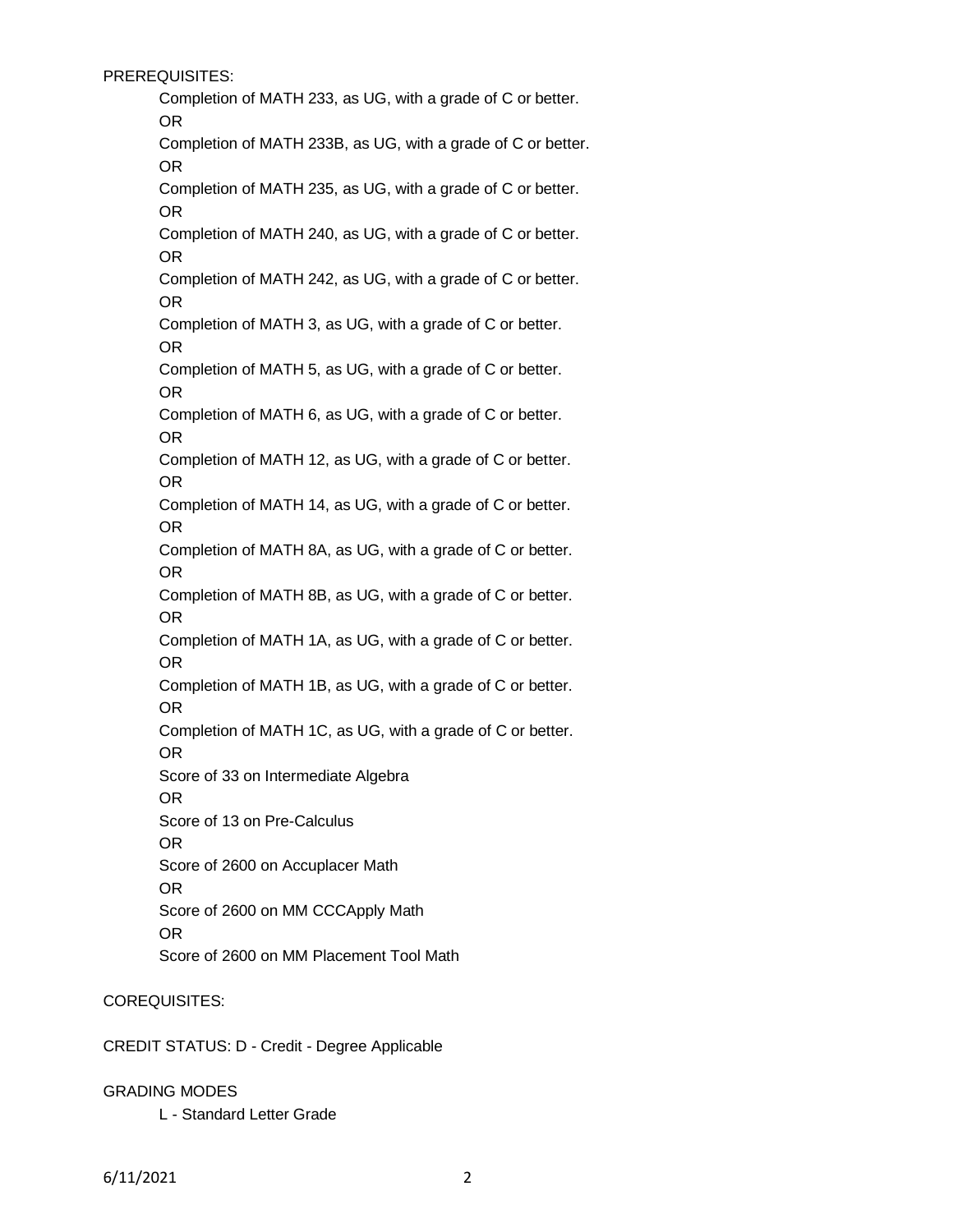PREREQUISITES:

Completion of MATH 233, as UG, with a grade of C or better.
OR
Completion of MATH 233B, as UG, with a grade of C or better.
OR
Completion of MATH 235, as UG, with a grade of C or better.
OR
Completion of MATH 240, as UG, with a grade of C or better.
OR
Completion of MATH 242, as UG, with a grade of C or better.
OR
Completion of MATH 3, as UG, with a grade of C or better.
OR
Completion of MATH 5, as UG, with a grade of C or better.
OR
Completion of MATH 6, as UG, with a grade of C or better.
OR
Completion of MATH 12, as UG, with a grade of C or better.
OR
Completion of MATH 14, as UG, with a grade of C or better.
OR
Completion of MATH 8A, as UG, with a grade of C or better.
OR
Completion of MATH 8B, as UG, with a grade of C or better.
OR
Completion of MATH 1A, as UG, with a grade of C or better.
OR
Completion of MATH 1B, as UG, with a grade of C or better.
OR
Completion of MATH 1C, as UG, with a grade of C or better.
OR
Score of 33 on Intermediate Algebra
OR
Score of 13 on Pre-Calculus
OR
Score of 2600 on Accuplacer Math
OR
Score of 2600 on MM CCCApply Math
OR
Score of 2600 on MM Placement Tool Math

COREQUISITES:

CREDIT STATUS: D - Credit - Degree Applicable

GRADING MODES

L - Standard Letter Grade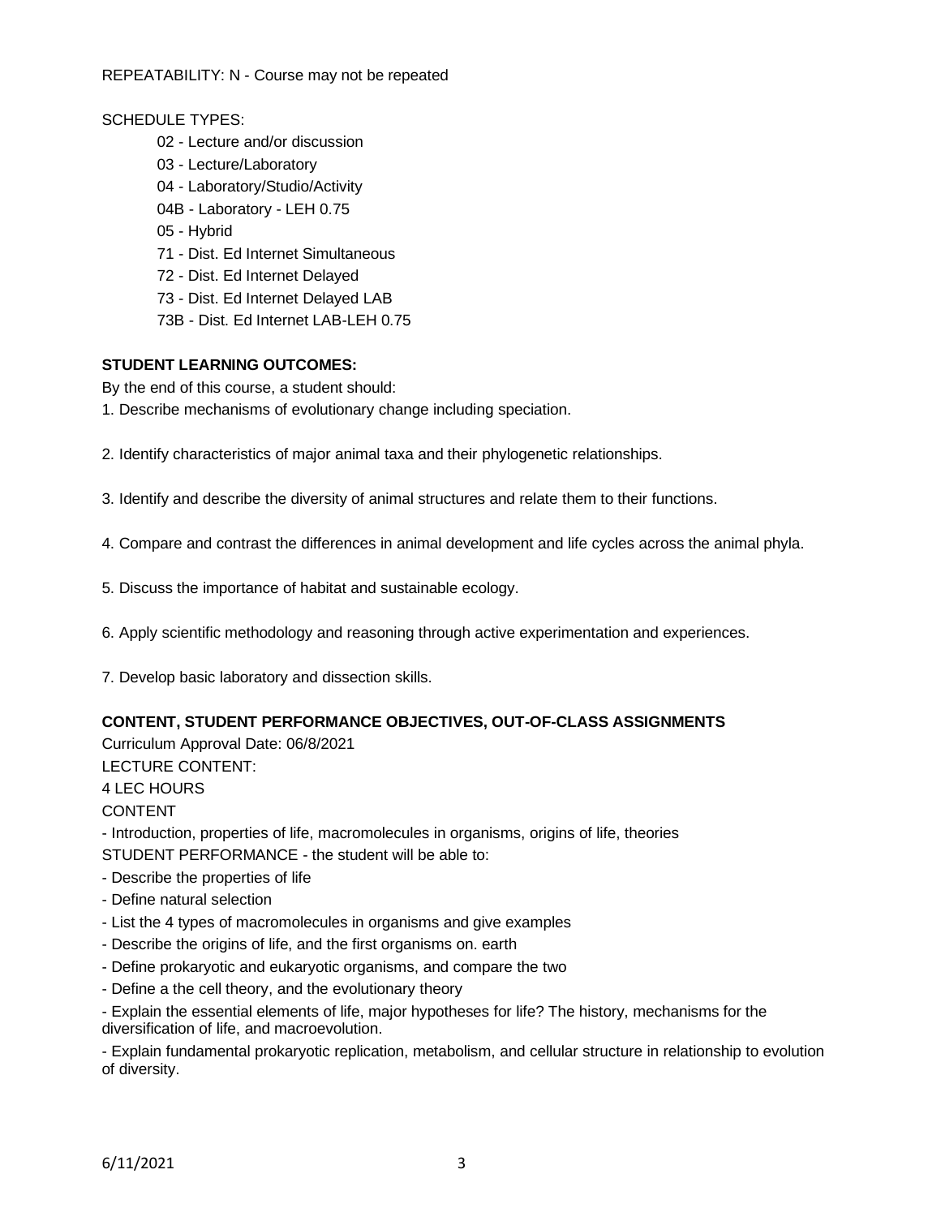REPEATABILITY: N - Course may not be repeated

SCHEDULE TYPES:

- 02 - Lecture and/or discussion
- 03 - Lecture/Laboratory
- 04 - Laboratory/Studio/Activity
- 04B - Laboratory - LEH 0.75
- 05 - Hybrid
- 71 - Dist. Ed Internet Simultaneous
- 72 - Dist. Ed Internet Delayed
- 73 - Dist. Ed Internet Delayed LAB
- 73B - Dist. Ed Internet LAB-LEH 0.75

**STUDENT LEARNING OUTCOMES:**

By the end of this course, a student should:

1. Describe mechanisms of evolutionary change including speciation.

2. Identify characteristics of major animal taxa and their phylogenetic relationships.

3. Identify and describe the diversity of animal structures and relate them to their functions.

4. Compare and contrast the differences in animal development and life cycles across the animal phyla.

5. Discuss the importance of habitat and sustainable ecology.

6. Apply scientific methodology and reasoning through active experimentation and experiences.

7. Develop basic laboratory and dissection skills.

**CONTENT, STUDENT PERFORMANCE OBJECTIVES, OUT-OF-CLASS ASSIGNMENTS**

Curriculum Approval Date: 06/8/2021

LECTURE CONTENT:

4 LEC HOURS

CONTENT

- Introduction, properties of life, macromolecules in organisms, origins of life, theories

STUDENT PERFORMANCE - the student will be able to:

- Describe the properties of life
- Define natural selection
- List the 4 types of macromolecules in organisms and give examples
- Describe the origins of life, and the first organisms on. earth
- Define prokaryotic and eukaryotic organisms, and compare the two
- Define a the cell theory, and the evolutionary theory
- Explain the essential elements of life, major hypotheses for life? The history, mechanisms for the diversification of life, and macroevolution.
- Explain fundamental prokaryotic replication, metabolism, and cellular structure in relationship to evolution of diversity.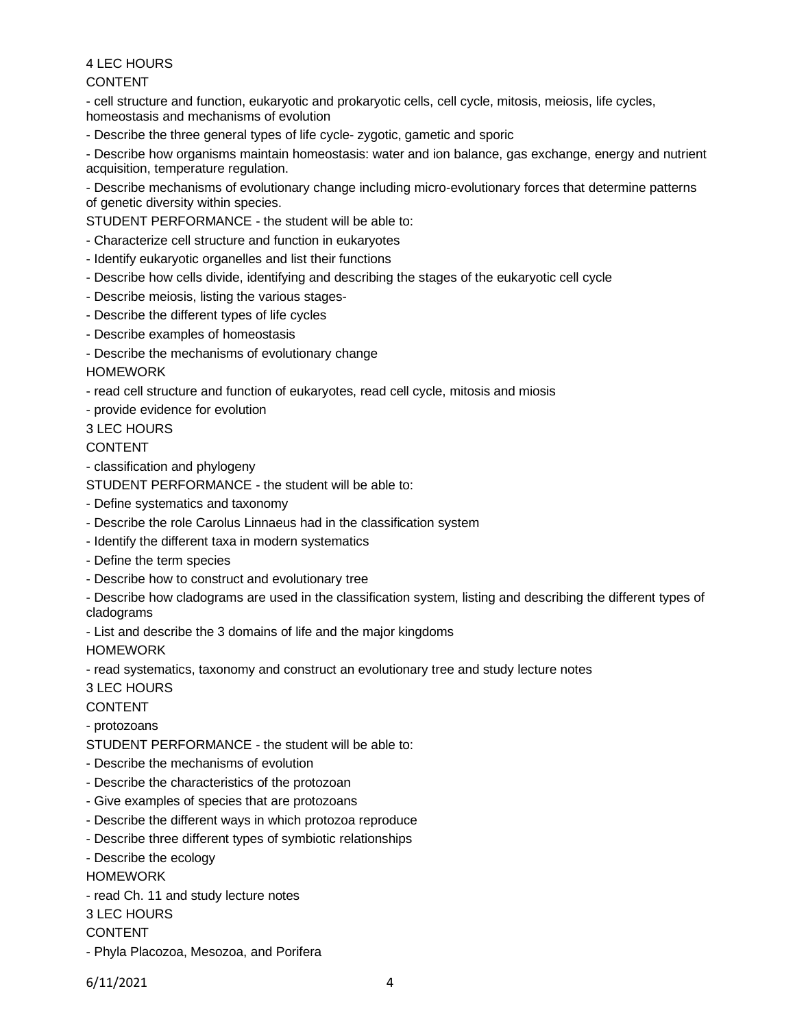4 LEC HOURS

CONTENT

- cell structure and function, eukaryotic and prokaryotic cells, cell cycle, mitosis, meiosis, life cycles, homeostasis and mechanisms of evolution
- Describe the three general types of life cycle- zygotic, gametic and sporic
- Describe how organisms maintain homeostasis: water and ion balance, gas exchange, energy and nutrient acquisition, temperature regulation.
- Describe mechanisms of evolutionary change including micro-evolutionary forces that determine patterns of genetic diversity within species.

STUDENT PERFORMANCE - the student will be able to:

- Characterize cell structure and function in eukaryotes
- Identify eukaryotic organelles and list their functions
- Describe how cells divide, identifying and describing the stages of the eukaryotic cell cycle
- Describe meiosis, listing the various stages-
- Describe the different types of life cycles
- Describe examples of homeostasis
- Describe the mechanisms of evolutionary change

HOMEWORK

- read cell structure and function of eukaryotes, read cell cycle, mitosis and miosis
- provide evidence for evolution

3 LEC HOURS

CONTENT

- classification and phylogeny

STUDENT PERFORMANCE - the student will be able to:

- Define systematics and taxonomy
- Describe the role Carolus Linnaeus had in the classification system
- Identify the different taxa in modern systematics
- Define the term species
- Describe how to construct and evolutionary tree
- Describe how cladograms are used in the classification system, listing and describing the different types of cladograms
- List and describe the 3 domains of life and the major kingdoms

HOMEWORK

- read systematics, taxonomy and construct an evolutionary tree and study lecture notes

3 LEC HOURS

CONTENT

- protozoans

STUDENT PERFORMANCE - the student will be able to:

- Describe the mechanisms of evolution
- Describe the characteristics of the protozoan
- Give examples of species that are protozoans
- Describe the different ways in which protozoa reproduce
- Describe three different types of symbiotic relationships
- Describe the ecology

HOMEWORK

- read Ch. 11 and study lecture notes

3 LEC HOURS

CONTENT

- Phyla Placozoa, Mesozoa, and Porifera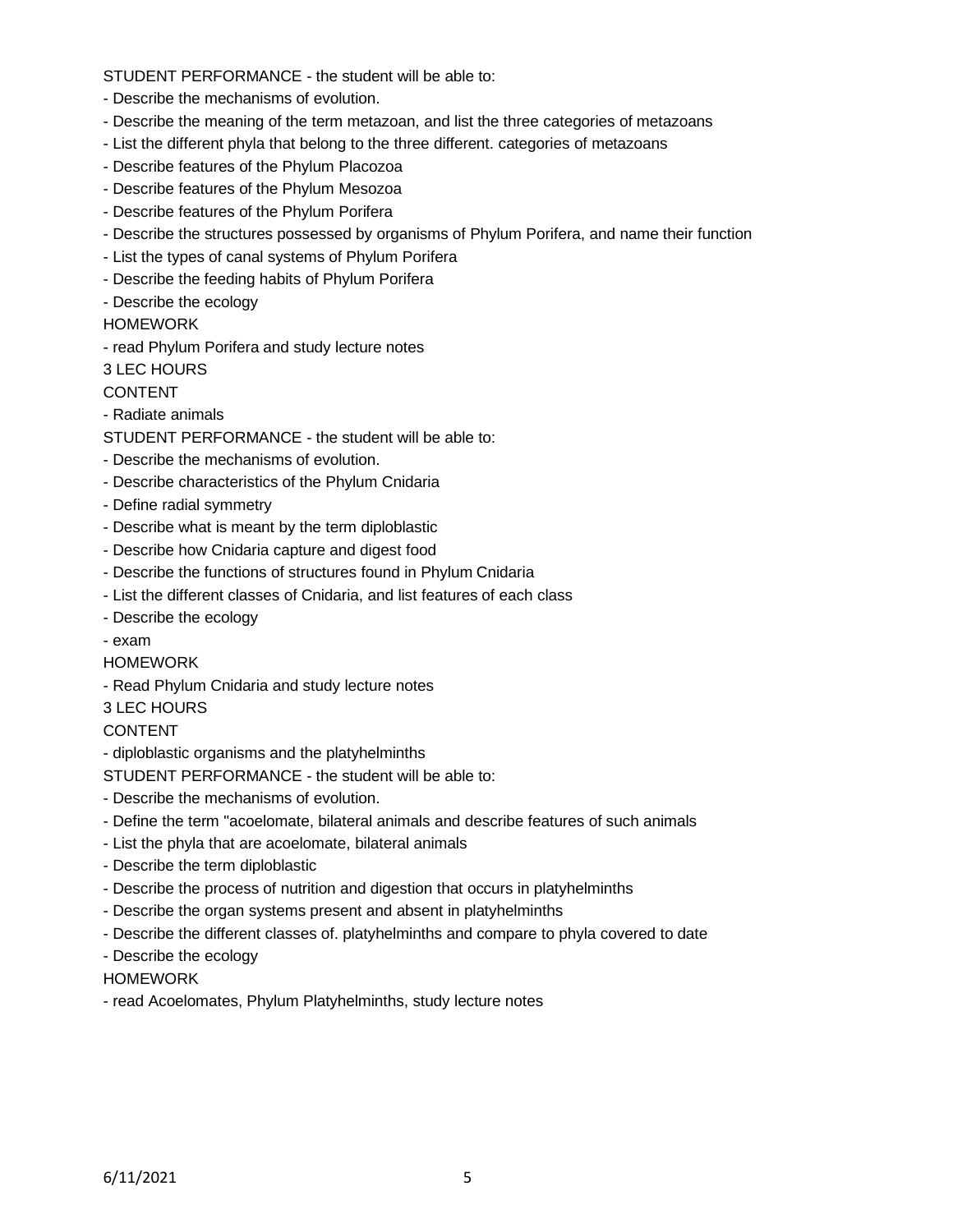STUDENT PERFORMANCE - the student will be able to:

- Describe the mechanisms of evolution.
- Describe the meaning of the term metazoan, and list the three categories of metazoans
- List the different phyla that belong to the three different. categories of metazoans
- Describe features of the Phylum Placozoa
- Describe features of the Phylum Mesozoa
- Describe features of the Phylum Porifera
- Describe the structures possessed by organisms of Phylum Porifera, and name their function
- List the types of canal systems of Phylum Porifera
- Describe the feeding habits of Phylum Porifera
- Describe the ecology

HOMEWORK

- read Phylum Porifera and study lecture notes

3 LEC HOURS

CONTENT

- Radiate animals

STUDENT PERFORMANCE - the student will be able to:

- Describe the mechanisms of evolution.
- Describe characteristics of the Phylum Cnidaria
- Define radial symmetry
- Describe what is meant by the term diploblastic
- Describe how Cnidaria capture and digest food
- Describe the functions of structures found in Phylum Cnidaria
- List the different classes of Cnidaria, and list features of each class
- Describe the ecology
- exam

HOMEWORK

- Read Phylum Cnidaria and study lecture notes

3 LEC HOURS

CONTENT

- diploblastic organisms and the platyhelminths

STUDENT PERFORMANCE - the student will be able to:

- Describe the mechanisms of evolution.
- Define the term "acoelomate, bilateral animals and describe features of such animals
- List the phyla that are acoelomate, bilateral animals
- Describe the term diploblastic
- Describe the process of nutrition and digestion that occurs in platyhelminths
- Describe the organ systems present and absent in platyhelminths
- Describe the different classes of. platyhelminths and compare to phyla covered to date
- Describe the ecology

HOMEWORK

- read Acoelomates, Phylum Platyhelminths, study lecture notes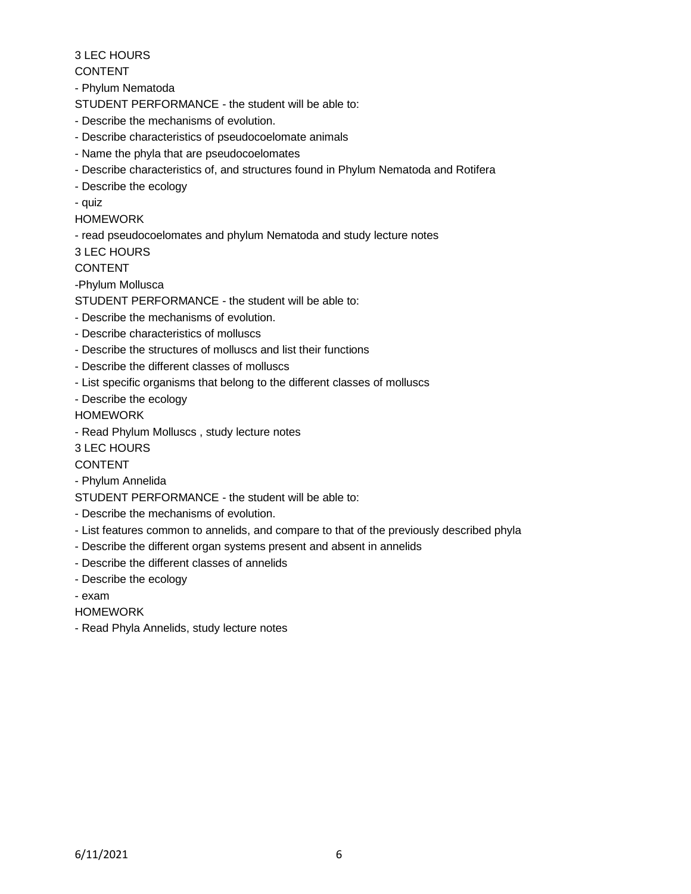3 LEC HOURS

CONTENT

- Phylum Nematoda

STUDENT PERFORMANCE - the student will be able to:

- Describe the mechanisms of evolution.
- Describe characteristics of pseudocoelomate animals
- Name the phyla that are pseudocoelomates
- Describe characteristics of, and structures found in Phylum Nematoda and Rotifera
- Describe the ecology
- quiz

HOMEWORK

- read pseudocoelomates and phylum Nematoda and study lecture notes

3 LEC HOURS

CONTENT

-Phylum Mollusca

STUDENT PERFORMANCE - the student will be able to:

- Describe the mechanisms of evolution.
- Describe characteristics of molluscs
- Describe the structures of molluscs and list their functions
- Describe the different classes of molluscs
- List specific organisms that belong to the different classes of molluscs
- Describe the ecology

HOMEWORK

- Read Phylum Molluscs , study lecture notes

3 LEC HOURS

CONTENT

- Phylum Annelida

STUDENT PERFORMANCE - the student will be able to:

- Describe the mechanisms of evolution.
- List features common to annelids, and compare to that of the previously described phyla
- Describe the different organ systems present and absent in annelids
- Describe the different classes of annelids
- Describe the ecology
- exam

HOMEWORK

- Read Phyla Annelids, study lecture notes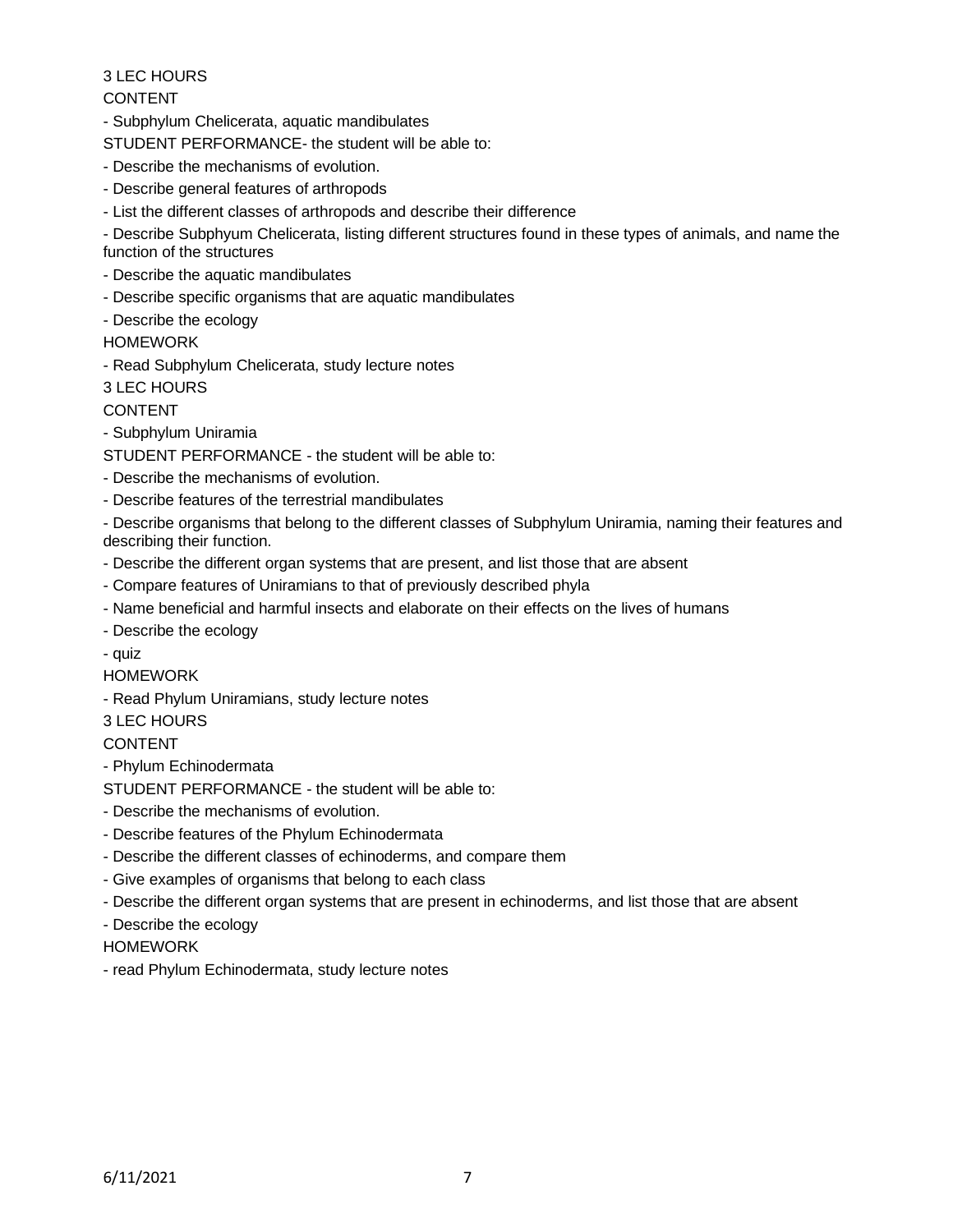3 LEC HOURS

CONTENT

- Subphylum Chelicerata, aquatic mandibulates

STUDENT PERFORMANCE- the student will be able to:

- Describe the mechanisms of evolution.
- Describe general features of arthropods
- List the different classes of arthropods and describe their difference
- Describe Subphyum Chelicerata, listing different structures found in these types of animals, and name the function of the structures
- Describe the aquatic mandibulates
- Describe specific organisms that are aquatic mandibulates
- Describe the ecology

HOMEWORK

- Read Subphylum Chelicerata, study lecture notes

3 LEC HOURS

CONTENT

- Subphylum Uniramia

STUDENT PERFORMANCE - the student will be able to:

- Describe the mechanisms of evolution.
- Describe features of the terrestrial mandibulates
- Describe organisms that belong to the different classes of Subphylum Uniramia, naming their features and describing their function.
- Describe the different organ systems that are present, and list those that are absent
- Compare features of Uniramians to that of previously described phyla
- Name beneficial and harmful insects and elaborate on their effects on the lives of humans
- Describe the ecology
- quiz

HOMEWORK

- Read Phylum Uniramians, study lecture notes

3 LEC HOURS

CONTENT

- Phylum Echinodermata

STUDENT PERFORMANCE - the student will be able to:

- Describe the mechanisms of evolution.
- Describe features of the Phylum Echinodermata
- Describe the different classes of echinoderms, and compare them
- Give examples of organisms that belong to each class
- Describe the different organ systems that are present in echinoderms, and list those that are absent
- Describe the ecology

HOMEWORK

- read Phylum Echinodermata, study lecture notes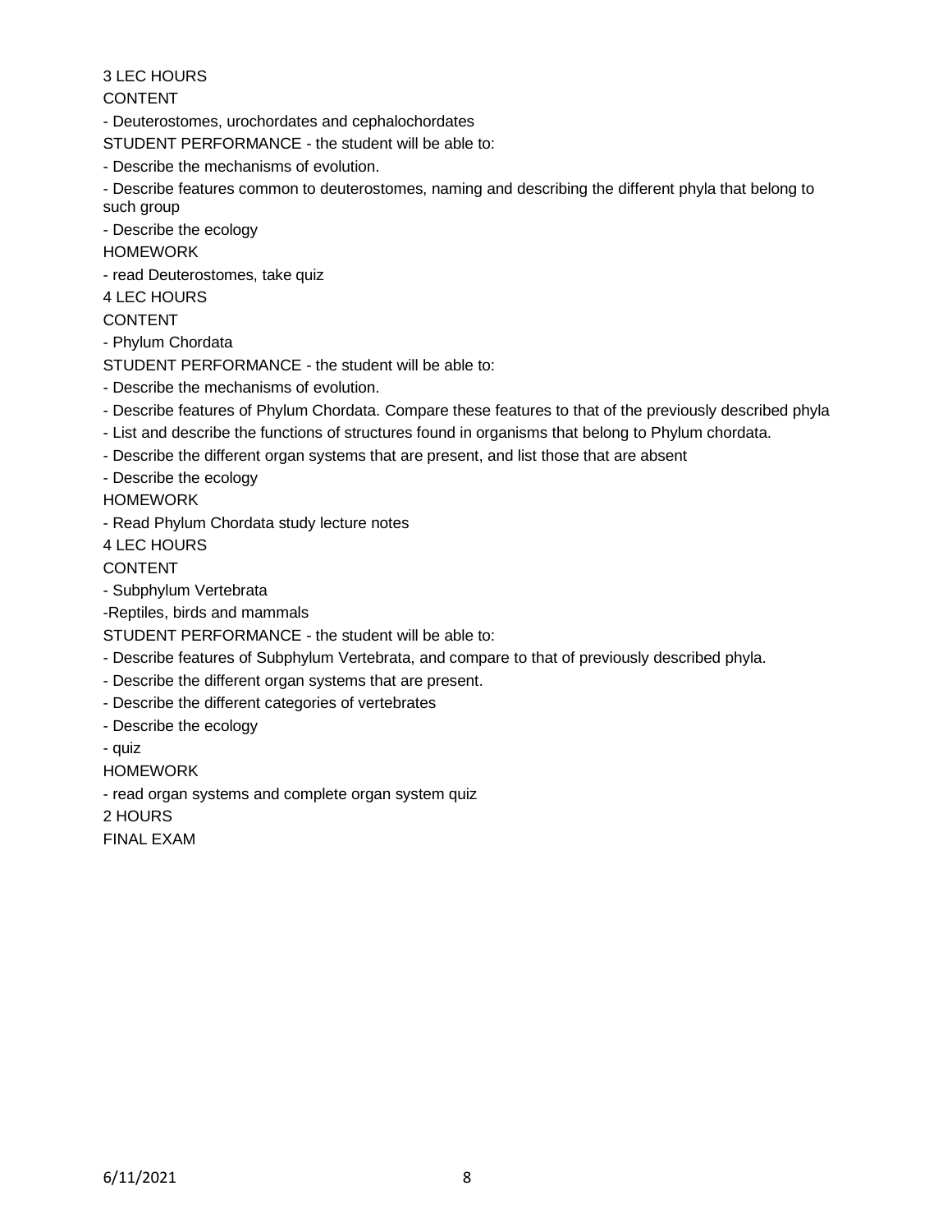3 LEC HOURS

CONTENT

- Deuterostomes, urochordates and cephalochordates

STUDENT PERFORMANCE - the student will be able to:

- Describe the mechanisms of evolution.
- Describe features common to deuterostomes, naming and describing the different phyla that belong to such group
- Describe the ecology

HOMEWORK

- read Deuterostomes, take quiz

4 LEC HOURS

CONTENT

- Phylum Chordata

STUDENT PERFORMANCE - the student will be able to:

- Describe the mechanisms of evolution.
- Describe features of Phylum Chordata. Compare these features to that of the previously described phyla
- List and describe the functions of structures found in organisms that belong to Phylum chordata.
- Describe the different organ systems that are present, and list those that are absent
- Describe the ecology

HOMEWORK

- Read Phylum Chordata study lecture notes

4 LEC HOURS

CONTENT

- Subphylum Vertebrata

-Reptiles, birds and mammals

STUDENT PERFORMANCE - the student will be able to:

- Describe features of Subphylum Vertebrata, and compare to that of previously described phyla.
- Describe the different organ systems that are present.
- Describe the different categories of vertebrates
- Describe the ecology
- quiz

HOMEWORK

- read organ systems and complete organ system quiz

2 HOURS

FINAL EXAM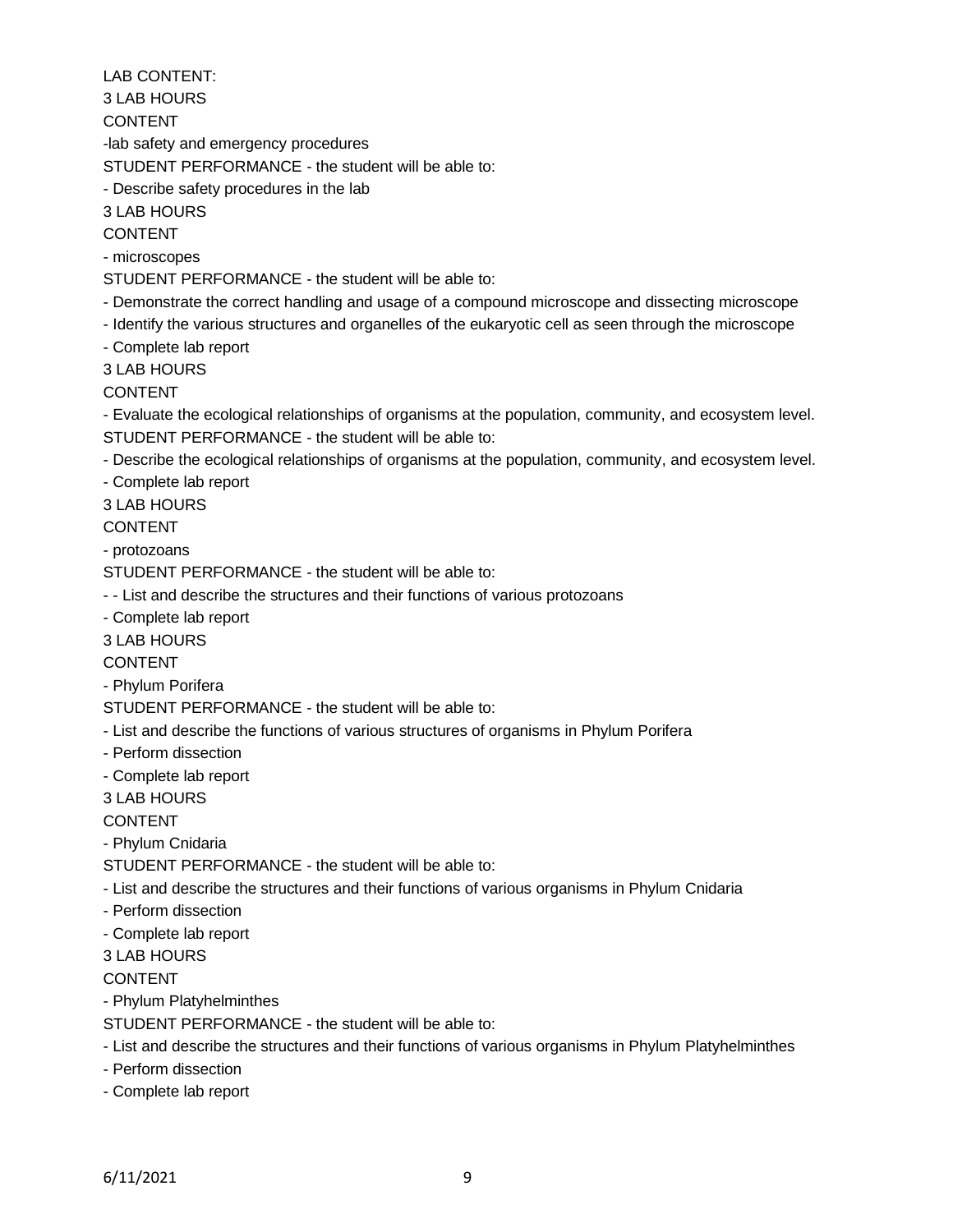LAB CONTENT:

3 LAB HOURS

CONTENT

-lab safety and emergency procedures

STUDENT PERFORMANCE - the student will be able to:

- Describe safety procedures in the lab

3 LAB HOURS

CONTENT

- microscopes

STUDENT PERFORMANCE - the student will be able to:

- Demonstrate the correct handling and usage of a compound microscope and dissecting microscope
- Identify the various structures and organelles of the eukaryotic cell as seen through the microscope
- Complete lab report

3 LAB HOURS

CONTENT

- Evaluate the ecological relationships of organisms at the population, community, and ecosystem level.

STUDENT PERFORMANCE - the student will be able to:

- Describe the ecological relationships of organisms at the population, community, and ecosystem level.
- Complete lab report

3 LAB HOURS

CONTENT

- protozoans

STUDENT PERFORMANCE - the student will be able to:

- - List and describe the structures and their functions of various protozoans
- Complete lab report

3 LAB HOURS

CONTENT

- Phylum Porifera

STUDENT PERFORMANCE - the student will be able to:

- List and describe the functions of various structures of organisms in Phylum Porifera
- Perform dissection
- Complete lab report

3 LAB HOURS

CONTENT

- Phylum Cnidaria

STUDENT PERFORMANCE - the student will be able to:

- List and describe the structures and their functions of various organisms in Phylum Cnidaria
- Perform dissection
- Complete lab report

3 LAB HOURS

CONTENT

- Phylum Platyhelminthes

STUDENT PERFORMANCE - the student will be able to:

- List and describe the structures and their functions of various organisms in Phylum Platyhelminthes
- Perform dissection
- Complete lab report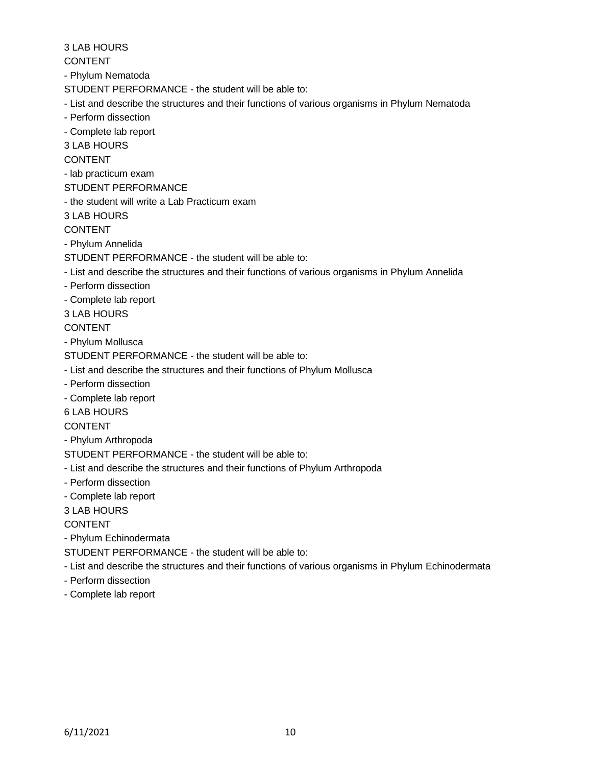3 LAB HOURS

CONTENT

- Phylum Nematoda

STUDENT PERFORMANCE - the student will be able to:

- List and describe the structures and their functions of various organisms in Phylum Nematoda
- Perform dissection
- Complete lab report

3 LAB HOURS

CONTENT

- lab practicum exam

STUDENT PERFORMANCE

- the student will write a Lab Practicum exam

3 LAB HOURS

CONTENT

- Phylum Annelida

STUDENT PERFORMANCE - the student will be able to:

- List and describe the structures and their functions of various organisms in Phylum Annelida
- Perform dissection
- Complete lab report

3 LAB HOURS

CONTENT

- Phylum Mollusca

STUDENT PERFORMANCE - the student will be able to:

- List and describe the structures and their functions of Phylum Mollusca
- Perform dissection
- Complete lab report

6 LAB HOURS

CONTENT

- Phylum Arthropoda

STUDENT PERFORMANCE - the student will be able to:

- List and describe the structures and their functions of Phylum Arthropoda
- Perform dissection
- Complete lab report

3 LAB HOURS

CONTENT

- Phylum Echinodermata

STUDENT PERFORMANCE - the student will be able to:

- List and describe the structures and their functions of various organisms in Phylum Echinodermata
- Perform dissection
- Complete lab report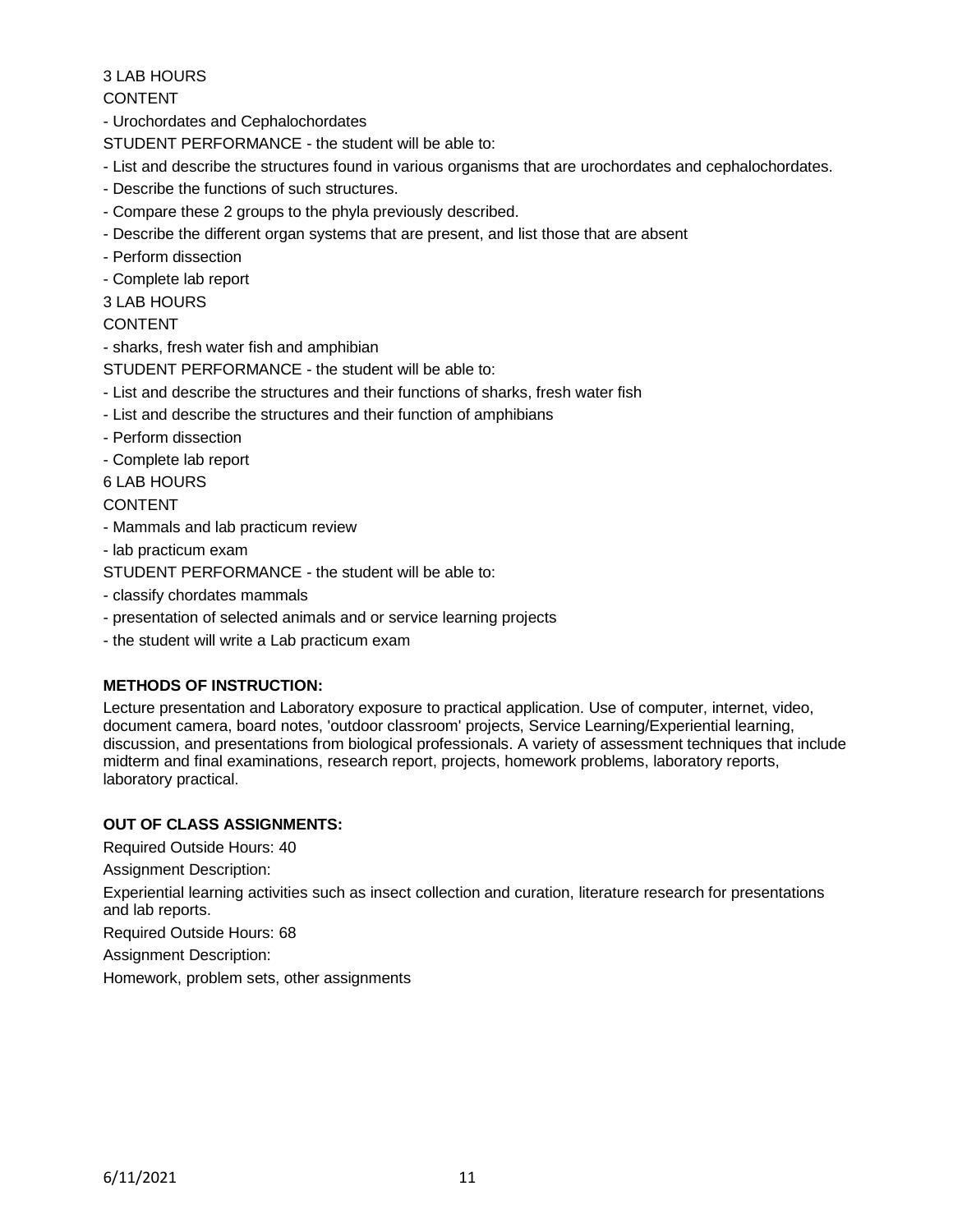3 LAB HOURS

CONTENT

- Urochordates and Cephalochordates

STUDENT PERFORMANCE - the student will be able to:

- List and describe the structures found in various organisms that are urochordates and cephalochordates.
- Describe the functions of such structures.
- Compare these 2 groups to the phyla previously described.
- Describe the different organ systems that are present, and list those that are absent
- Perform dissection
- Complete lab report

3 LAB HOURS

CONTENT

- sharks, fresh water fish and amphibian

STUDENT PERFORMANCE - the student will be able to:

- List and describe the structures and their functions of sharks, fresh water fish
- List and describe the structures and their function of amphibians
- Perform dissection
- Complete lab report

6 LAB HOURS

CONTENT

- Mammals and lab practicum review
- lab practicum exam

STUDENT PERFORMANCE - the student will be able to:

- classify chordates mammals
- presentation of selected animals and or service learning projects
- the student will write a Lab practicum exam

**METHODS OF INSTRUCTION:**

Lecture presentation and Laboratory exposure to practical application. Use of computer, internet, video, document camera, board notes, 'outdoor classroom' projects, Service Learning/Experiential learning, discussion, and presentations from biological professionals. A variety of assessment techniques that include midterm and final examinations, research report, projects, homework problems, laboratory reports, laboratory practical.

**OUT OF CLASS ASSIGNMENTS:**

Required Outside Hours: 40

Assignment Description:

Experiential learning activities such as insect collection and curation, literature research for presentations and lab reports.

Required Outside Hours: 68

Assignment Description:

Homework, problem sets, other assignments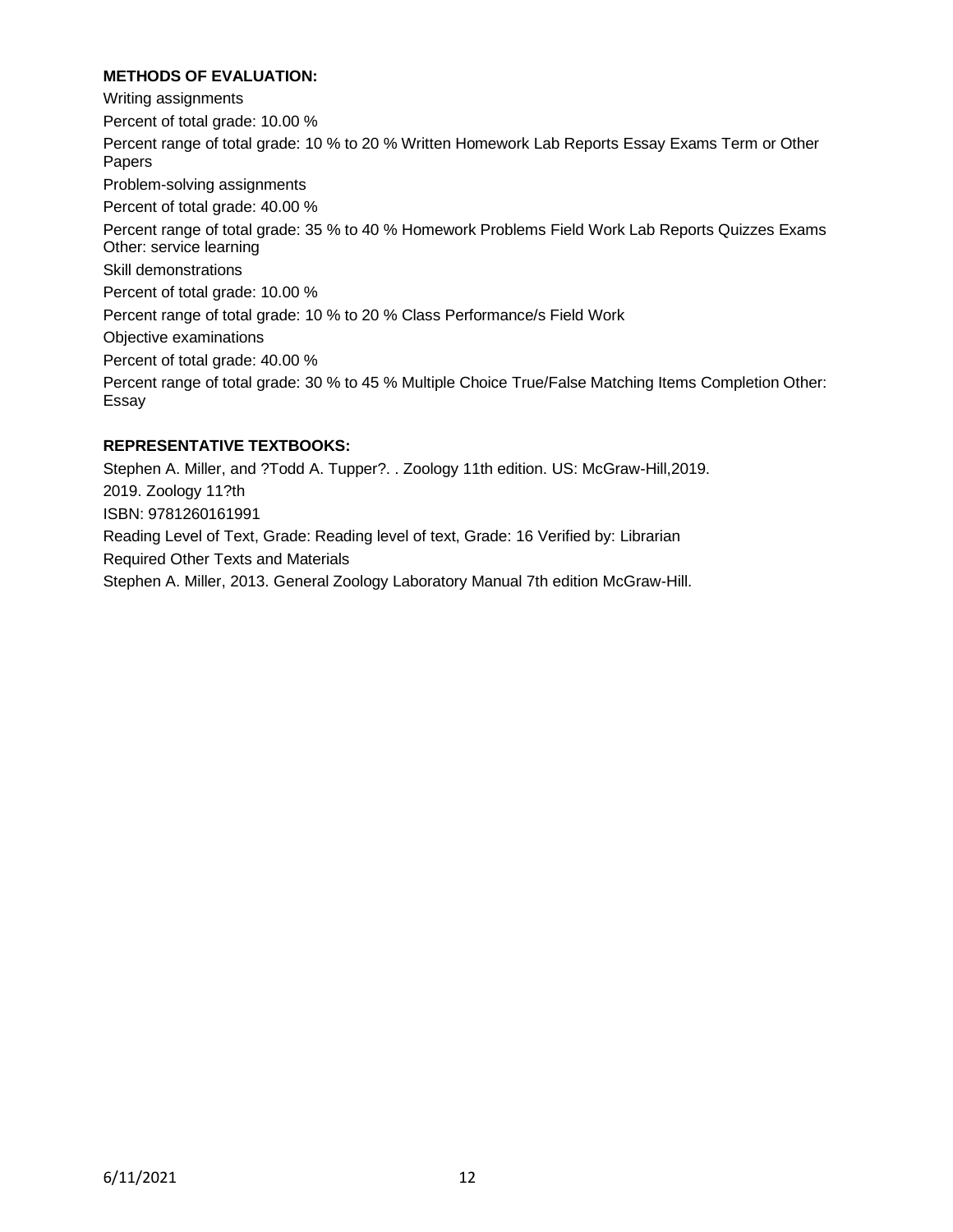**METHODS OF EVALUATION:**

Writing assignments

Percent of total grade: 10.00 %

Percent range of total grade: 10 % to 20 % Written Homework Lab Reports Essay Exams Term or Other Papers

Problem-solving assignments

Percent of total grade: 40.00 %

Percent range of total grade: 35 % to 40 % Homework Problems Field Work Lab Reports Quizzes Exams Other: service learning

Skill demonstrations

Percent of total grade: 10.00 %

Percent range of total grade: 10 % to 20 % Class Performance/s Field Work

Objective examinations

Percent of total grade: 40.00 %

Percent range of total grade: 30 % to 45 % Multiple Choice True/False Matching Items Completion Other: Essay

**REPRESENTATIVE TEXTBOOKS:**

Stephen A. Miller, and ?Todd A. Tupper?. . Zoology 11th edition. US: McGraw-Hill,2019.

2019. Zoology 11?th

ISBN: 9781260161991

Reading Level of Text, Grade: Reading level of text, Grade: 16 Verified by: Librarian

Required Other Texts and Materials

Stephen A. Miller, 2013. General Zoology Laboratory Manual 7th edition McGraw-Hill.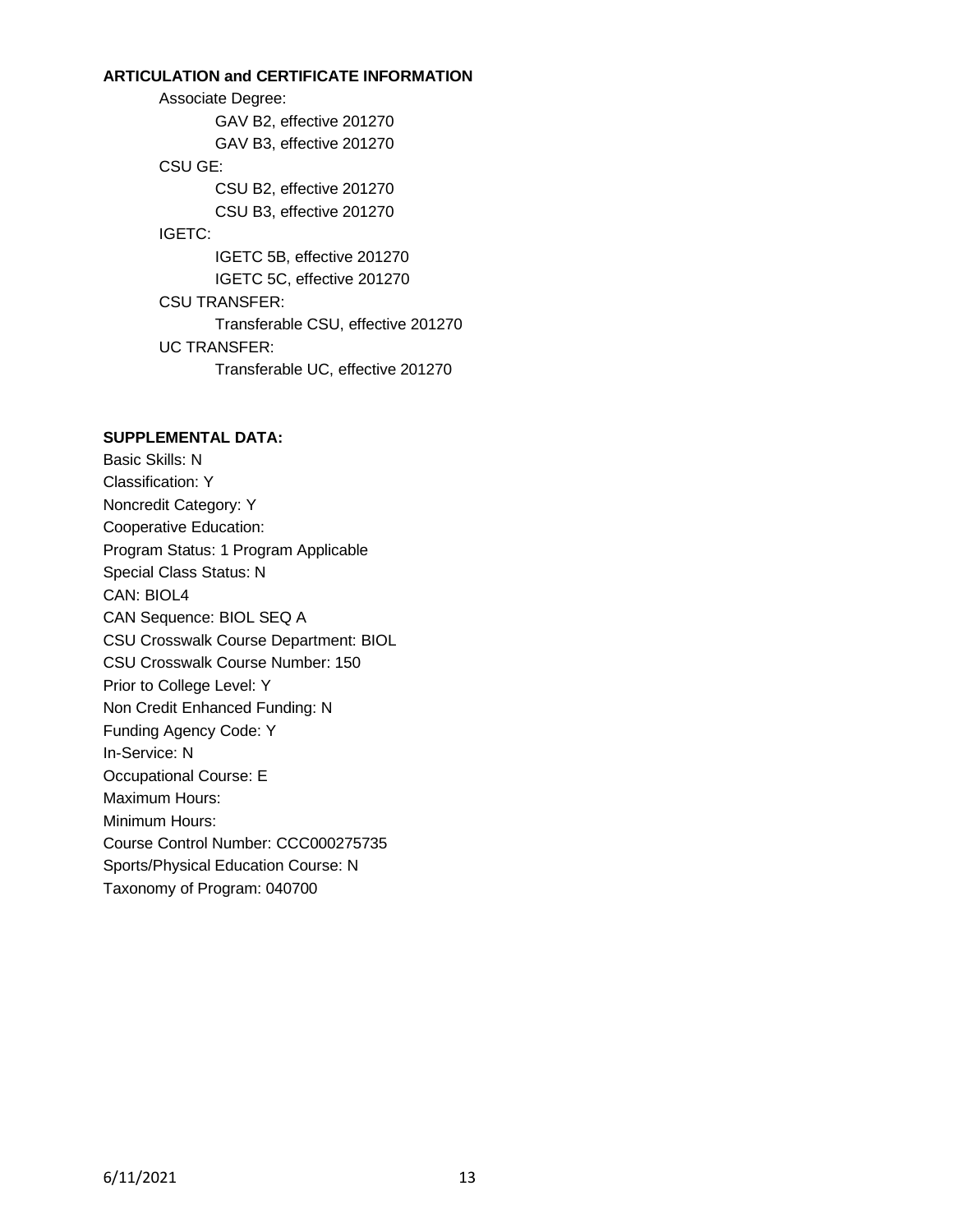**ARTICULATION and CERTIFICATE INFORMATION**

Associate Degree:

- GAV B2, effective 201270
- GAV B3, effective 201270

CSU GE:

- CSU B2, effective 201270
- CSU B3, effective 201270

IGETC:

- IGETC 5B, effective 201270
- IGETC 5C, effective 201270

CSU TRANSFER:

- Transferable CSU, effective 201270

UC TRANSFER:

- Transferable UC, effective 201270

**SUPPLEMENTAL DATA:**

Basic Skills: N
Classification: Y
Noncredit Category: Y
Cooperative Education:
Program Status: 1 Program Applicable
Special Class Status: N
CAN: BIOL4
CAN Sequence: BIOL SEQ A
CSU Crosswalk Course Department: BIOL
CSU Crosswalk Course Number: 150
Prior to College Level: Y
Non Credit Enhanced Funding: N
Funding Agency Code: Y
In-Service: N
Occupational Course: E
Maximum Hours:
Minimum Hours:
Course Control Number: CCC000275735
Sports/Physical Education Course: N
Taxonomy of Program: 040700